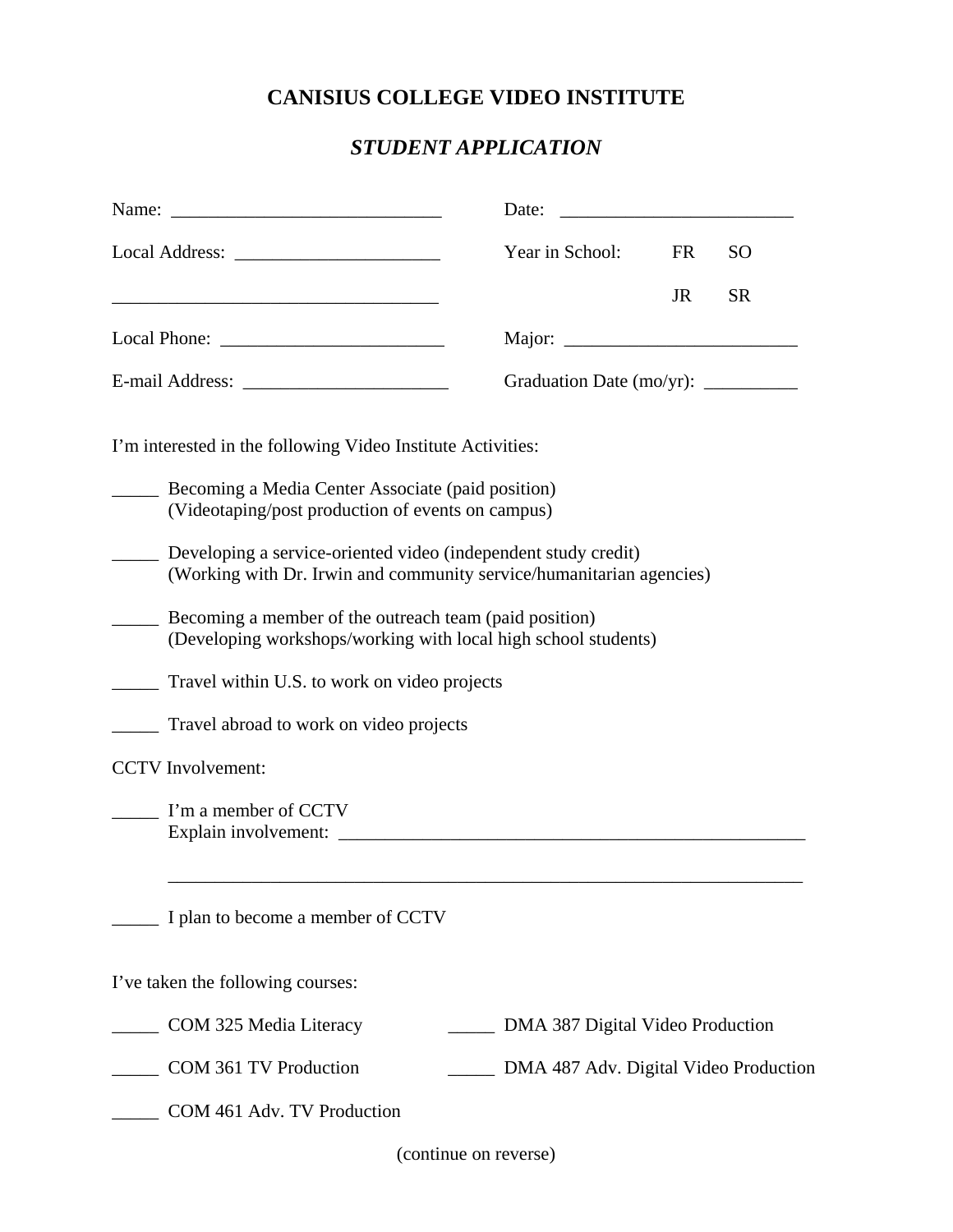# CANISIUS COLLEGE VIDEO INSTITUTE

## *STUDENT APPLICATION*

Name: _____________________________ Date: _________________________

Local Address: ______________________ Year in School: FR SO JR SR

__________________________________

Local Phone: ________________________ Major: _________________________

E-mail Address: ______________________ Graduation Date (mo/yr): __________

I'm interested in the following Video Institute Activities:

_____ Becoming a Media Center Associate (paid position)
(Videotaping/post production of events on campus)

_____ Developing a service-oriented video (independent study credit)
(Working with Dr. Irwin and community service/humanitarian agencies)

_____ Becoming a member of the outreach team (paid position)
(Developing workshops/working with local high school students)

_____ Travel within U.S. to work on video projects

_____ Travel abroad to work on video projects

CCTV Involvement:

_____ I'm a member of CCTV
Explain involvement: ____________________________________________________

_______________________________________________________________________

_____ I plan to become a member of CCTV

I've taken the following courses:

_____ COM 325 Media Literacy

_____ COM 361 TV Production

_____ COM 461 Adv. TV Production

_____ DMA 387 Digital Video Production

_____ DMA 487 Adv. Digital Video Production

(continue on reverse)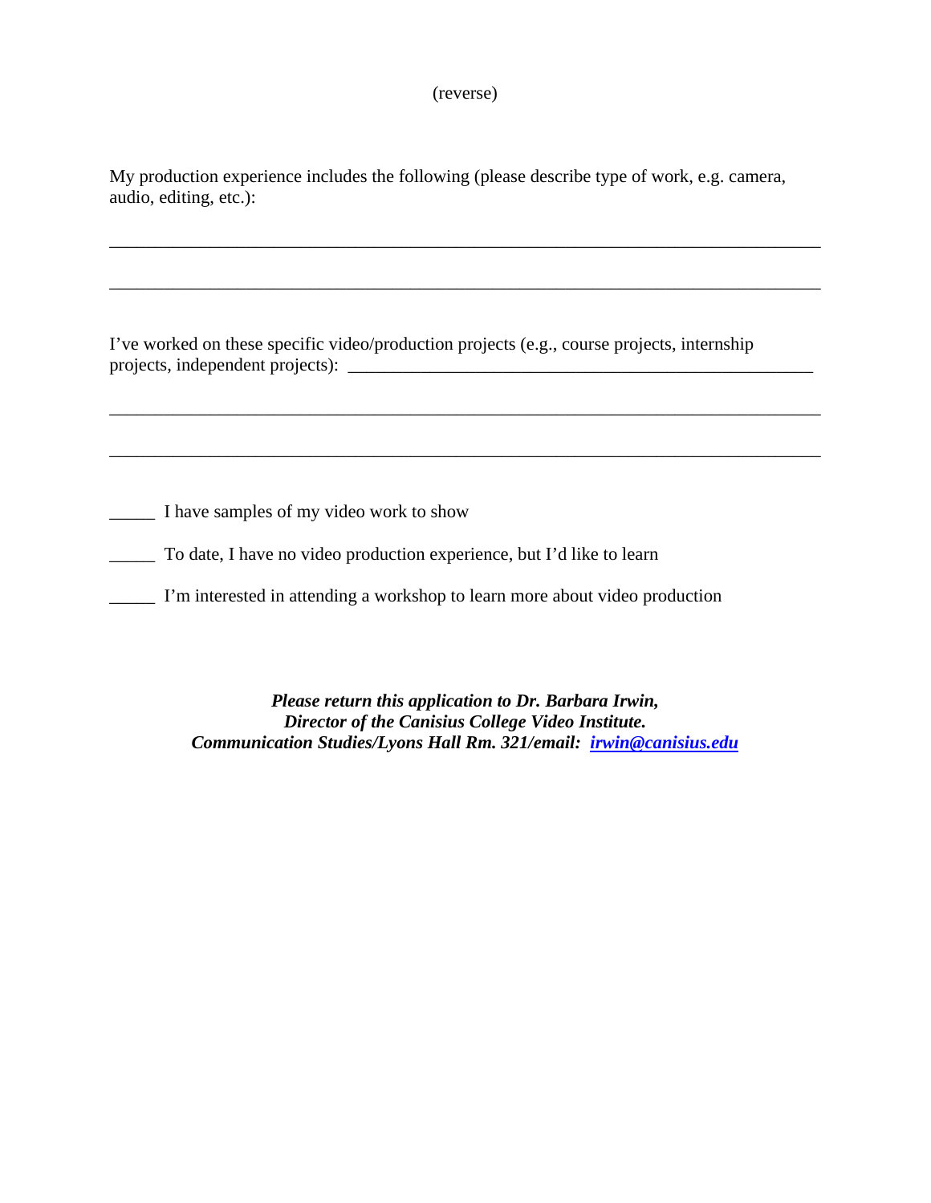(reverse)

My production experience includes the following (please describe type of work, e.g. camera, audio, editing, etc.):

_____________________________________________________________________________

_____________________________________________________________________________

I've worked on these specific video/production projects (e.g., course projects, internship projects, independent projects): _______________________________________________

_____________________________________________________________________________

_____________________________________________________________________________

_____ I have samples of my video work to show

_____ To date, I have no video production experience, but I'd like to learn

_____ I'm interested in attending a workshop to learn more about video production

***Please return this application to Dr. Barbara Irwin,***
***Director of the Canisius College Video Institute.***
***Communication Studies/Lyons Hall Rm. 321/email: irwin@canisius.edu***